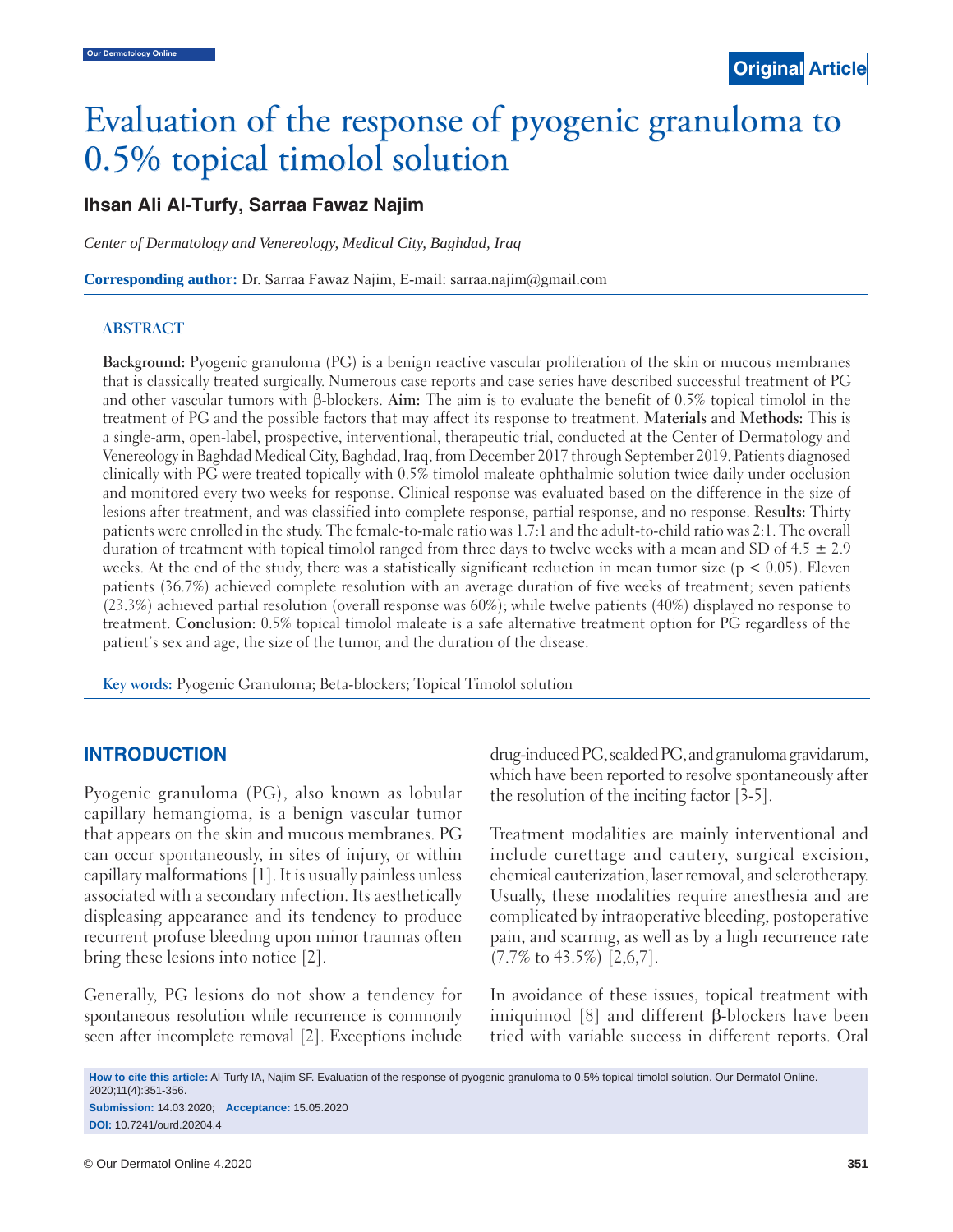Original Article

# Evaluation of the response of pyogenic granuloma to 0.5% topical timolol solution

**Ihsan Ali Al-Turfy, Sarraa Fawaz Najim**

*Center of Dermatology and Venereology, Medical City, Baghdad, Iraq*

**Corresponding author:** Dr. Sarraa Fawaz Najim, E-mail: sarraa.najim@gmail.com

## ABSTRACT

**Background:** Pyogenic granuloma (PG) is a benign reactive vascular proliferation of the skin or mucous membranes that is classically treated surgically. Numerous case reports and case series have described successful treatment of PG and other vascular tumors with β-blockers. **Aim:** The aim is to evaluate the benefit of 0.5% topical timolol in the treatment of PG and the possible factors that may affect its response to treatment. **Materials and Methods:** This is a single-arm, open-label, prospective, interventional, therapeutic trial, conducted at the Center of Dermatology and Venereology in Baghdad Medical City, Baghdad, Iraq, from December 2017 through September 2019. Patients diagnosed clinically with PG were treated topically with 0.5% timolol maleate ophthalmic solution twice daily under occlusion and monitored every two weeks for response. Clinical response was evaluated based on the difference in the size of lesions after treatment, and was classified into complete response, partial response, and no response. **Results:** Thirty patients were enrolled in the study. The female-to-male ratio was 1.7:1 and the adult-to-child ratio was 2:1. The overall duration of treatment with topical timolol ranged from three days to twelve weeks with a mean and SD of $4.5 \pm 2.9$ weeks. At the end of the study, there was a statistically significant reduction in mean tumor size ($p < 0.05$). Eleven patients (36.7%) achieved complete resolution with an average duration of five weeks of treatment; seven patients (23.3%) achieved partial resolution (overall response was 60%); while twelve patients (40%) displayed no response to treatment. **Conclusion:** 0.5% topical timolol maleate is a safe alternative treatment option for PG regardless of the patient's sex and age, the size of the tumor, and the duration of the disease.

**Key words:** Pyogenic Granuloma; Beta-blockers; Topical Timolol solution

## INTRODUCTION

Pyogenic granuloma (PG), also known as lobular capillary hemangioma, is a benign vascular tumor that appears on the skin and mucous membranes. PG can occur spontaneously, in sites of injury, or within capillary malformations [1]. It is usually painless unless associated with a secondary infection. Its aesthetically displeasing appearance and its tendency to produce recurrent profuse bleeding upon minor traumas often bring these lesions into notice [2].

Generally, PG lesions do not show a tendency for spontaneous resolution while recurrence is commonly seen after incomplete removal [2]. Exceptions include drug-induced PG, scalded PG, and granuloma gravidarum, which have been reported to resolve spontaneously after the resolution of the inciting factor [3-5].

Treatment modalities are mainly interventional and include curettage and cautery, surgical excision, chemical cauterization, laser removal, and sclerotherapy. Usually, these modalities require anesthesia and are complicated by intraoperative bleeding, postoperative pain, and scarring, as well as by a high recurrence rate (7.7% to 43.5%) [2,6,7].

In avoidance of these issues, topical treatment with imiquimod [8] and different β-blockers have been tried with variable success in different reports. Oral

**How to cite this article:** Al-Turfy IA, Najim SF. Evaluation of the response of pyogenic granuloma to 0.5% topical timolol solution. Our Dermatol Online. 2020;11(4):351-356.

**Submission:** 14.03.2020; **Acceptance:** 15.05.2020

**DOI:** 10.7241/ourd.20204.4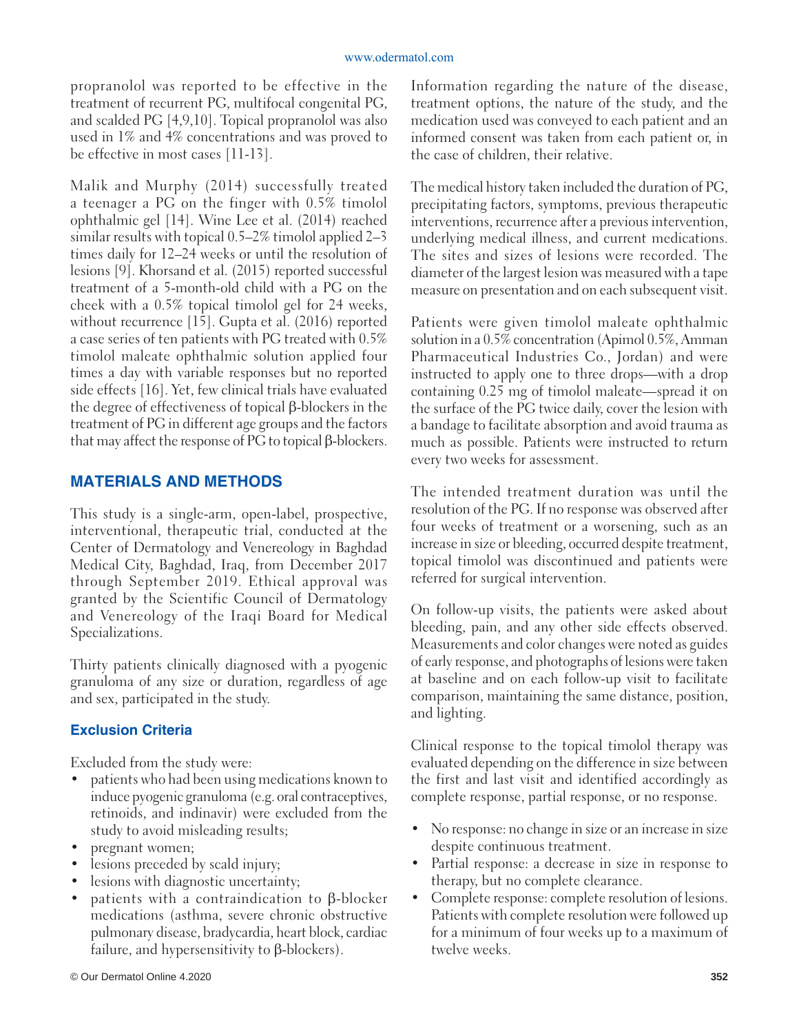propranolol was reported to be effective in the treatment of recurrent PG, multifocal congenital PG, and scalded PG [4,9,10]. Topical propranolol was also used in 1% and 4% concentrations and was proved to be effective in most cases [11-13].

Malik and Murphy (2014) successfully treated a teenager a PG on the finger with 0.5% timolol ophthalmic gel [14]. Wine Lee et al. (2014) reached similar results with topical 0.5–2% timolol applied 2–3 times daily for 12–24 weeks or until the resolution of lesions [9]. Khorsand et al. (2015) reported successful treatment of a 5-month-old child with a PG on the cheek with a 0.5% topical timolol gel for 24 weeks, without recurrence [15]. Gupta et al. (2016) reported a case series of ten patients with PG treated with 0.5% timolol maleate ophthalmic solution applied four times a day with variable responses but no reported side effects [16]. Yet, few clinical trials have evaluated the degree of effectiveness of topical β-blockers in the treatment of PG in different age groups and the factors that may affect the response of PG to topical β-blockers.

## MATERIALS AND METHODS

This study is a single-arm, open-label, prospective, interventional, therapeutic trial, conducted at the Center of Dermatology and Venereology in Baghdad Medical City, Baghdad, Iraq, from December 2017 through September 2019. Ethical approval was granted by the Scientific Council of Dermatology and Venereology of the Iraqi Board for Medical Specializations.

Thirty patients clinically diagnosed with a pyogenic granuloma of any size or duration, regardless of age and sex, participated in the study.

### Exclusion Criteria

Excluded from the study were:

- patients who had been using medications known to induce pyogenic granuloma (e.g. oral contraceptives, retinoids, and indinavir) were excluded from the study to avoid misleading results;
- pregnant women;
- lesions preceded by scald injury;
- lesions with diagnostic uncertainty;
- patients with a contraindication to β-blocker medications (asthma, severe chronic obstructive pulmonary disease, bradycardia, heart block, cardiac failure, and hypersensitivity to β-blockers).

Information regarding the nature of the disease, treatment options, the nature of the study, and the medication used was conveyed to each patient and an informed consent was taken from each patient or, in the case of children, their relative.

The medical history taken included the duration of PG, precipitating factors, symptoms, previous therapeutic interventions, recurrence after a previous intervention, underlying medical illness, and current medications. The sites and sizes of lesions were recorded. The diameter of the largest lesion was measured with a tape measure on presentation and on each subsequent visit.

Patients were given timolol maleate ophthalmic solution in a 0.5% concentration (Apimol 0.5%, Amman Pharmaceutical Industries Co., Jordan) and were instructed to apply one to three drops—with a drop containing 0.25 mg of timolol maleate—spread it on the surface of the PG twice daily, cover the lesion with a bandage to facilitate absorption and avoid trauma as much as possible. Patients were instructed to return every two weeks for assessment.

The intended treatment duration was until the resolution of the PG. If no response was observed after four weeks of treatment or a worsening, such as an increase in size or bleeding, occurred despite treatment, topical timolol was discontinued and patients were referred for surgical intervention.

On follow-up visits, the patients were asked about bleeding, pain, and any other side effects observed. Measurements and color changes were noted as guides of early response, and photographs of lesions were taken at baseline and on each follow-up visit to facilitate comparison, maintaining the same distance, position, and lighting.

Clinical response to the topical timolol therapy was evaluated depending on the difference in size between the first and last visit and identified accordingly as complete response, partial response, or no response.

- No response: no change in size or an increase in size despite continuous treatment.
- Partial response: a decrease in size in response to therapy, but no complete clearance.
- Complete response: complete resolution of lesions. Patients with complete resolution were followed up for a minimum of four weeks up to a maximum of twelve weeks.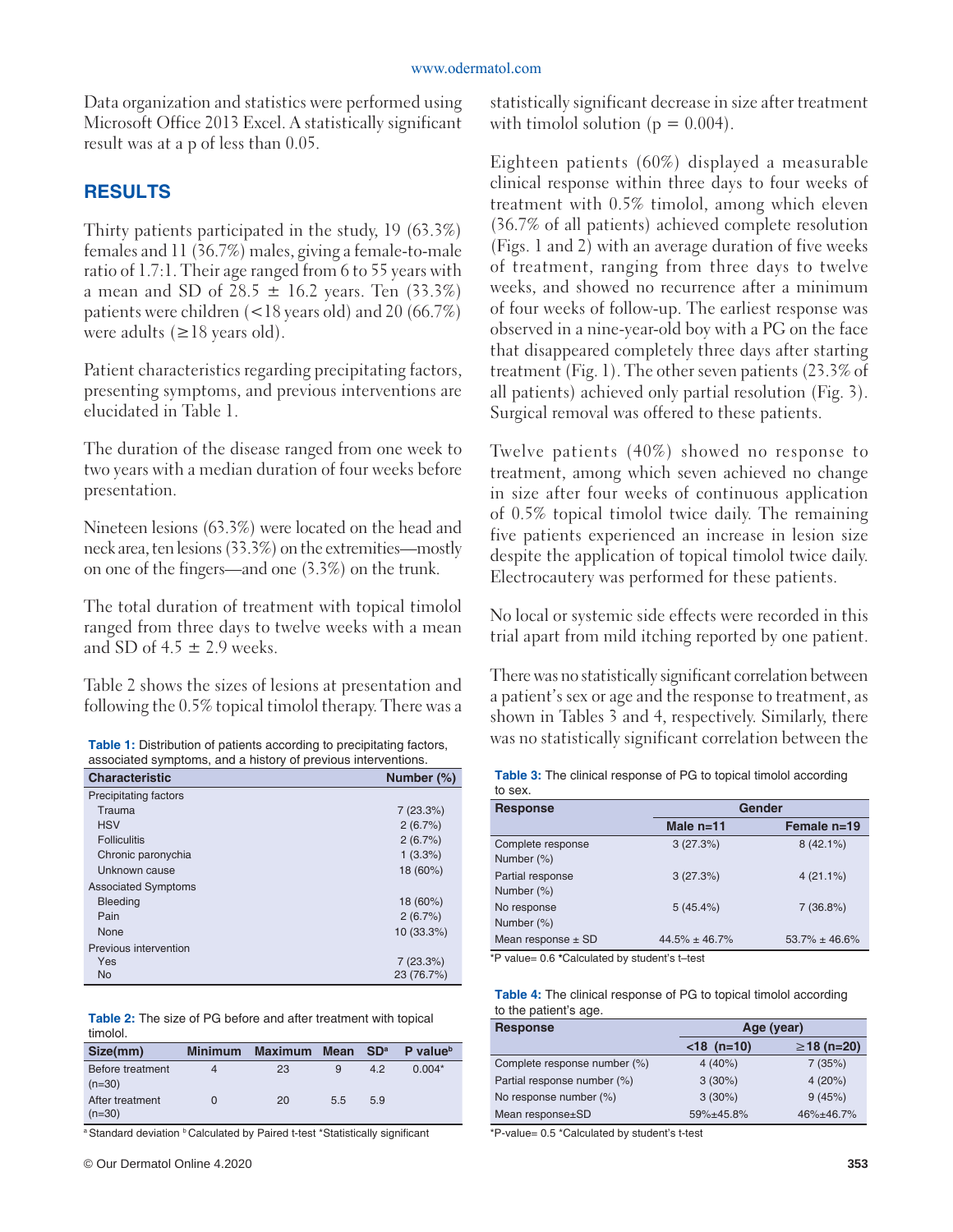Data organization and statistics were performed using Microsoft Office 2013 Excel. A statistically significant result was at a p of less than 0.05.

## RESULTS

Thirty patients participated in the study, 19 (63.3%) females and 11 (36.7%) males, giving a female-to-male ratio of 1.7:1. Their age ranged from 6 to 55 years with a mean and SD of 28.5 ± 16.2 years. Ten (33.3%) patients were children (<18 years old) and 20 (66.7%) were adults (≥18 years old).

Patient characteristics regarding precipitating factors, presenting symptoms, and previous interventions are elucidated in Table 1.

The duration of the disease ranged from one week to two years with a median duration of four weeks before presentation.

Nineteen lesions (63.3%) were located on the head and neck area, ten lesions (33.3%) on the extremities—mostly on one of the fingers—and one (3.3%) on the trunk.

The total duration of treatment with topical timolol ranged from three days to twelve weeks with a mean and SD of 4.5 ± 2.9 weeks.

Table 2 shows the sizes of lesions at presentation and following the 0.5% topical timolol therapy. There was a statistically significant decrease in size after treatment with timolol solution (p = 0.004).

**Table 1:** Distribution of patients according to precipitating factors, associated symptoms, and a history of previous interventions.

| Characteristic | Number (%) |
|---|---|
| Precipitating factors | |
| Trauma | 7 (23.3%) |
| HSV | 2 (6.7%) |
| Folliculitis | 2 (6.7%) |
| Chronic paronychia | 1 (3.3%) |
| Unknown cause | 18 (60%) |
| Associated Symptoms | |
| Bleeding | 18 (60%) |
| Pain | 2 (6.7%) |
| None | 10 (33.3%) |
| Previous intervention | |
| Yes | 7 (23.3%) |
| No | 23 (76.7%) |

**Table 2:** The size of PG before and after treatment with topical timolol.

| Size(mm) | Minimum | Maximum | Mean | SD[a] | P value[b] |
|---|---|---|---|---|---|
| Before treatment (n=30) | 4 | 23 | 9 | 4.2 | 0.004* |
| After treatment (n=30) | 0 | 20 | 5.5 | 5.9 | |

[a] Standard deviation [b] Calculated by Paired t-test *Statistically significant

Eighteen patients (60%) displayed a measurable clinical response within three days to four weeks of treatment with 0.5% timolol, among which eleven (36.7% of all patients) achieved complete resolution (Figs. 1 and 2) with an average duration of five weeks of treatment, ranging from three days to twelve weeks, and showed no recurrence after a minimum of four weeks of follow-up. The earliest response was observed in a nine-year-old boy with a PG on the face that disappeared completely three days after starting treatment (Fig. 1). The other seven patients (23.3% of all patients) achieved only partial resolution (Fig. 3). Surgical removal was offered to these patients.

Twelve patients (40%) showed no response to treatment, among which seven achieved no change in size after four weeks of continuous application of 0.5% topical timolol twice daily. The remaining five patients experienced an increase in lesion size despite the application of topical timolol twice daily. Electrocautery was performed for these patients.

No local or systemic side effects were recorded in this trial apart from mild itching reported by one patient.

There was no statistically significant correlation between a patient's sex or age and the response to treatment, as shown in Tables 3 and 4, respectively. Similarly, there was no statistically significant correlation between the

**Table 3:** The clinical response of PG to topical timolol according to sex.

| Response | Gender | |
|---|---|---|
| | Male n=11 | Female n=19 |
| Complete response Number (%) | 3 (27.3%) | 8 (42.1%) |
| Partial response Number (%) | 3 (27.3%) | 4 (21.1%) |
| No response Number (%) | 5 (45.4%) | 7 (36.8%) |
| Mean response ± SD | 44.5% ± 46.7% | 53.7% ± 46.6% |

*P value= 0.6 *Calculated by student's t–test

**Table 4:** The clinical response of PG to topical timolol according to the patient's age.

| Response | Age (year) | |
|---|---|---|
| | <18 (n=10) | ≥18 (n=20) |
| Complete response number (%) | 4 (40%) | 7 (35%) |
| Partial response number (%) | 3 (30%) | 4 (20%) |
| No response number (%) | 3 (30%) | 9 (45%) |
| Mean response±SD | 59%±45.8% | 46%±46.7% |

*P-value= 0.5 *Calculated by student's t-test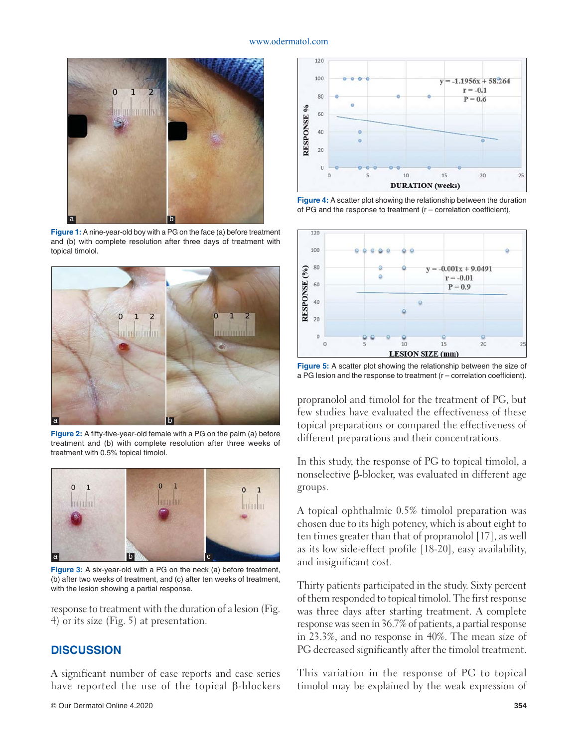Figure 1: A nine-year-old boy with a PG on the face (a) before treatment and (b) with complete resolution after three days of treatment with topical timolol.

Figure 2: A fifty-five-year-old female with a PG on the palm (a) before treatment and (b) with complete resolution after three weeks of treatment with 0.5% topical timolol.

Figure 3: A six-year-old with a PG on the neck (a) before treatment, (b) after two weeks of treatment, and (c) after ten weeks of treatment, with the lesion showing a partial response.

response to treatment with the duration of a lesion (Fig. 4) or its size (Fig. 5) at presentation.

## DISCUSSION

A significant number of case reports and case series have reported the use of the topical β-blockers propranolol and timolol for the treatment of PG, but few studies have evaluated the effectiveness of these topical preparations or compared the effectiveness of different preparations and their concentrations.

Figure 4: A scatter plot showing the relationship between the duration of PG and the response to treatment (r – correlation coefficient).

Figure 5: A scatter plot showing the relationship between the size of a PG lesion and the response to treatment (r – correlation coefficient).

In this study, the response of PG to topical timolol, a nonselective β-blocker, was evaluated in different age groups.

A topical ophthalmic 0.5% timolol preparation was chosen due to its high potency, which is about eight to ten times greater than that of propranolol [17], as well as its low side-effect profile [18-20], easy availability, and insignificant cost.

Thirty patients participated in the study. Sixty percent of them responded to topical timolol. The first response was three days after starting treatment. A complete response was seen in 36.7% of patients, a partial response in 23.3%, and no response in 40%. The mean size of PG decreased significantly after the timolol treatment.

This variation in the response of PG to topical timolol may be explained by the weak expression of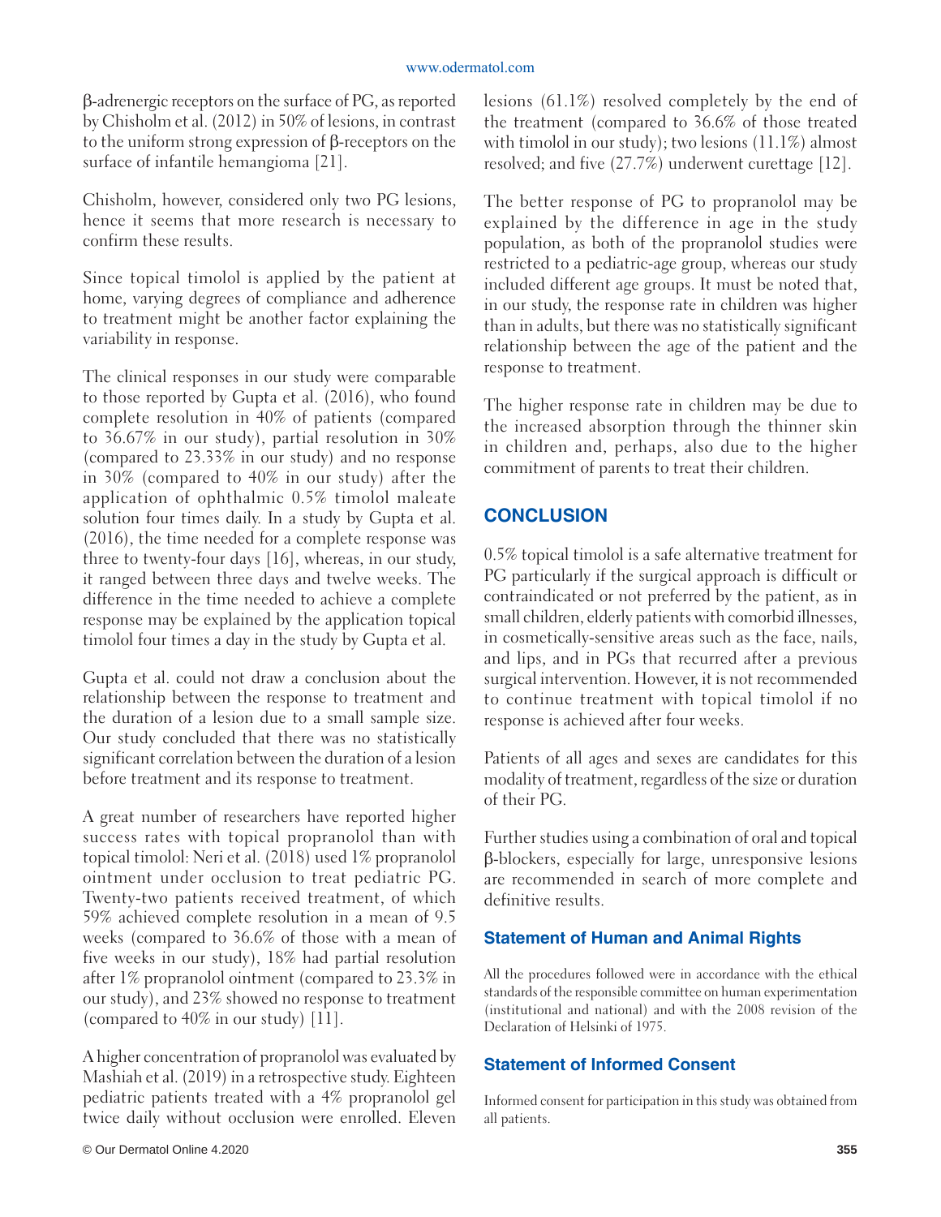β-adrenergic receptors on the surface of PG, as reported by Chisholm et al. (2012) in 50% of lesions, in contrast to the uniform strong expression of β-receptors on the surface of infantile hemangioma [21].

Chisholm, however, considered only two PG lesions, hence it seems that more research is necessary to confirm these results.

Since topical timolol is applied by the patient at home, varying degrees of compliance and adherence to treatment might be another factor explaining the variability in response.

The clinical responses in our study were comparable to those reported by Gupta et al. (2016), who found complete resolution in 40% of patients (compared to 36.67% in our study), partial resolution in 30% (compared to 23.33% in our study) and no response in 30% (compared to 40% in our study) after the application of ophthalmic 0.5% timolol maleate solution four times daily. In a study by Gupta et al. (2016), the time needed for a complete response was three to twenty-four days [16], whereas, in our study, it ranged between three days and twelve weeks. The difference in the time needed to achieve a complete response may be explained by the application topical timolol four times a day in the study by Gupta et al.

Gupta et al. could not draw a conclusion about the relationship between the response to treatment and the duration of a lesion due to a small sample size. Our study concluded that there was no statistically significant correlation between the duration of a lesion before treatment and its response to treatment.

A great number of researchers have reported higher success rates with topical propranolol than with topical timolol: Neri et al. (2018) used 1% propranolol ointment under occlusion to treat pediatric PG. Twenty-two patients received treatment, of which 59% achieved complete resolution in a mean of 9.5 weeks (compared to 36.6% of those with a mean of five weeks in our study), 18% had partial resolution after 1% propranolol ointment (compared to 23.3% in our study), and 23% showed no response to treatment (compared to 40% in our study) [11].

A higher concentration of propranolol was evaluated by Mashiah et al. (2019) in a retrospective study. Eighteen pediatric patients treated with a 4% propranolol gel twice daily without occlusion were enrolled. Eleven lesions (61.1%) resolved completely by the end of the treatment (compared to 36.6% of those treated with timolol in our study); two lesions (11.1%) almost resolved; and five (27.7%) underwent curettage [12].

The better response of PG to propranolol may be explained by the difference in age in the study population, as both of the propranolol studies were restricted to a pediatric-age group, whereas our study included different age groups. It must be noted that, in our study, the response rate in children was higher than in adults, but there was no statistically significant relationship between the age of the patient and the response to treatment.

The higher response rate in children may be due to the increased absorption through the thinner skin in children and, perhaps, also due to the higher commitment of parents to treat their children.

## CONCLUSION

0.5% topical timolol is a safe alternative treatment for PG particularly if the surgical approach is difficult or contraindicated or not preferred by the patient, as in small children, elderly patients with comorbid illnesses, in cosmetically-sensitive areas such as the face, nails, and lips, and in PGs that recurred after a previous surgical intervention. However, it is not recommended to continue treatment with topical timolol if no response is achieved after four weeks.

Patients of all ages and sexes are candidates for this modality of treatment, regardless of the size or duration of their PG.

Further studies using a combination of oral and topical β-blockers, especially for large, unresponsive lesions are recommended in search of more complete and definitive results.

### Statement of Human and Animal Rights

All the procedures followed were in accordance with the ethical standards of the responsible committee on human experimentation (institutional and national) and with the 2008 revision of the Declaration of Helsinki of 1975.

### Statement of Informed Consent

Informed consent for participation in this study was obtained from all patients.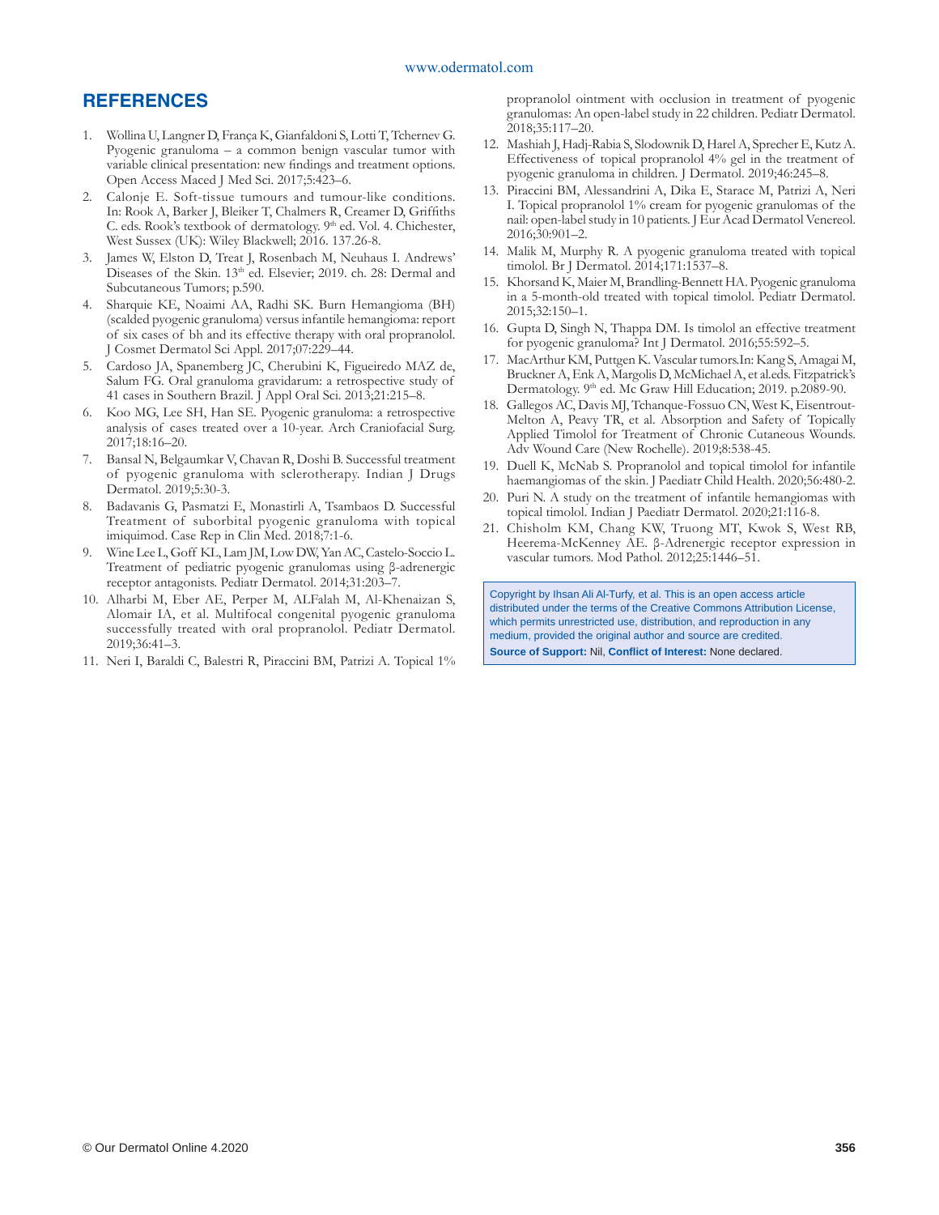## REFERENCES

1. Wollina U, Langner D, França K, Gianfaldoni S, Lotti T, Tchernev G. Pyogenic granuloma – a common benign vascular tumor with variable clinical presentation: new findings and treatment options. Open Access Maced J Med Sci. 2017;5:423–6.
2. Calonje E. Soft-tissue tumours and tumour-like conditions. In: Rook A, Barker J, Bleiker T, Chalmers R, Creamer D, Griffiths C. eds. Rook's textbook of dermatology. 9th ed. Vol. 4. Chichester, West Sussex (UK): Wiley Blackwell; 2016. 137.26-8.
3. James W, Elston D, Treat J, Rosenbach M, Neuhaus I. Andrews' Diseases of the Skin. 13th ed. Elsevier; 2019. ch. 28: Dermal and Subcutaneous Tumors; p.590.
4. Sharquie KE, Noaimi AA, Radhi SK. Burn Hemangioma (BH) (scalded pyogenic granuloma) versus infantile hemangioma: report of six cases of bh and its effective therapy with oral propranolol. J Cosmet Dermatol Sci Appl. 2017;07:229–44.
5. Cardoso JA, Spanemberg JC, Cherubini K, Figueiredo MAZ de, Salum FG. Oral granuloma gravidarum: a retrospective study of 41 cases in Southern Brazil. J Appl Oral Sci. 2013;21:215–8.
6. Koo MG, Lee SH, Han SE. Pyogenic granuloma: a retrospective analysis of cases treated over a 10-year. Arch Craniofacial Surg. 2017;18:16–20.
7. Bansal N, Belgaumkar V, Chavan R, Doshi B. Successful treatment of pyogenic granuloma with sclerotherapy. Indian J Drugs Dermatol. 2019;5:30-3.
8. Badavanis G, Pasmatzi E, Monastirli A, Tsambaos D. Successful Treatment of suborbital pyogenic granuloma with topical imiquimod. Case Rep in Clin Med. 2018;7:1-6.
9. Wine Lee L, Goff KL, Lam JM, Low DW, Yan AC, Castelo-Soccio L. Treatment of pediatric pyogenic granulomas using β-adrenergic receptor antagonists. Pediatr Dermatol. 2014;31:203–7.
10. Alharbi M, Eber AE, Perper M, ALFalah M, Al-Khenaizan S, Alomair IA, et al. Multifocal congenital pyogenic granuloma successfully treated with oral propranolol. Pediatr Dermatol. 2019;36:41–3.
11. Neri I, Baraldi C, Balestri R, Piraccini BM, Patrizi A. Topical 1% propranolol ointment with occlusion in treatment of pyogenic granulomas: An open-label study in 22 children. Pediatr Dermatol. 2018;35:117–20.
12. Mashiah J, Hadj-Rabia S, Slodownik D, Harel A, Sprecher E, Kutz A. Effectiveness of topical propranolol 4% gel in the treatment of pyogenic granuloma in children. J Dermatol. 2019;46:245–8.
13. Piraccini BM, Alessandrini A, Dika E, Starace M, Patrizi A, Neri I. Topical propranolol 1% cream for pyogenic granulomas of the nail: open-label study in 10 patients. J Eur Acad Dermatol Venereol. 2016;30:901–2.
14. Malik M, Murphy R. A pyogenic granuloma treated with topical timolol. Br J Dermatol. 2014;171:1537–8.
15. Khorsand K, Maier M, Brandling-Bennett HA. Pyogenic granuloma in a 5-month-old treated with topical timolol. Pediatr Dermatol. 2015;32:150–1.
16. Gupta D, Singh N, Thappa DM. Is timolol an effective treatment for pyogenic granuloma? Int J Dermatol. 2016;55:592–5.
17. MacArthur KM, Puttgen K. Vascular tumors.In: Kang S, Amagai M, Bruckner A, Enk A, Margolis D, McMichael A, et al.eds. Fitzpatrick's Dermatology. 9th ed. Mc Graw Hill Education; 2019. p.2089-90.
18. Gallegos AC, Davis MJ, Tchanque-Fossuo CN, West K, Eisentrout-Melton A, Peavy TR, et al. Absorption and Safety of Topically Applied Timolol for Treatment of Chronic Cutaneous Wounds. Adv Wound Care (New Rochelle). 2019;8:538-45.
19. Duell K, McNab S. Propranolol and topical timolol for infantile haemangiomas of the skin. J Paediatr Child Health. 2020;56:480-2.
20. Puri N. A study on the treatment of infantile hemangiomas with topical timolol. Indian J Paediatr Dermatol. 2020;21:116-8.
21. Chisholm KM, Chang KW, Truong MT, Kwok S, West RB, Heerema-McKenney AE. β-Adrenergic receptor expression in vascular tumors. Mod Pathol. 2012;25:1446–51.

Copyright by Ihsan Ali Al-Turfy, et al. This is an open access article distributed under the terms of the Creative Commons Attribution License, which permits unrestricted use, distribution, and reproduction in any medium, provided the original author and source are credited.

**Source of Support:** Nil, **Conflict of Interest:** None declared.